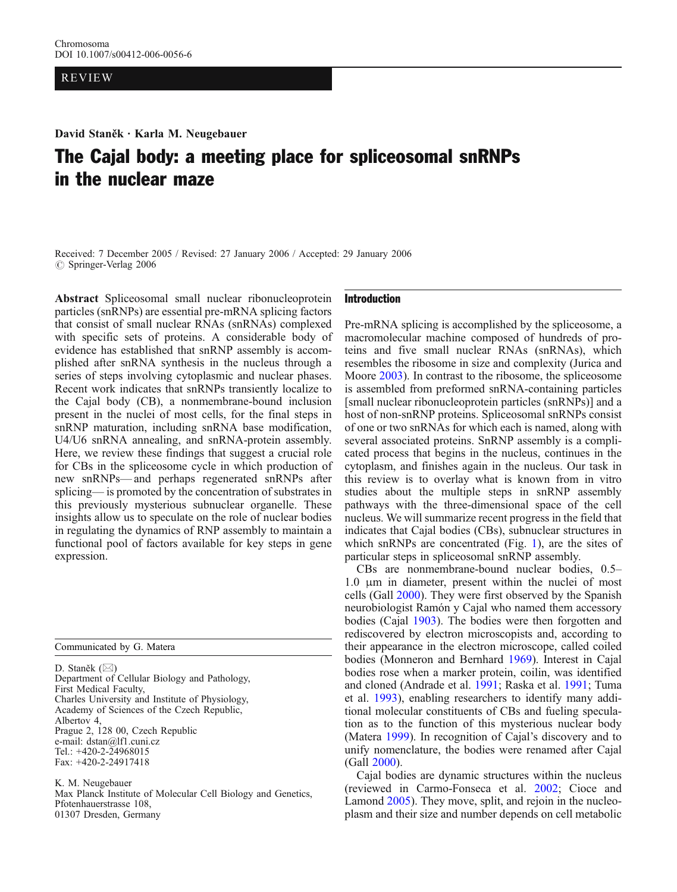Chromosoma
DOI 10.1007/s00412-006-0056-6

REVIEW

**David Staněk · Karla M. Neugebauer**

# The Cajal body: a meeting place for spliceosomal snRNPs in the nuclear maze

Received: 7 December 2005 / Revised: 27 January 2006 / Accepted: 29 January 2006
© Springer-Verlag 2006

**Abstract** Spliceosomal small nuclear ribonucleoprotein particles (snRNPs) are essential pre-mRNA splicing factors that consist of small nuclear RNAs (snRNAs) complexed with specific sets of proteins. A considerable body of evidence has established that snRNP assembly is accomplished after snRNA synthesis in the nucleus through a series of steps involving cytoplasmic and nuclear phases. Recent work indicates that snRNPs transiently localize to the Cajal body (CB), a nonmembrane-bound inclusion present in the nuclei of most cells, for the final steps in snRNP maturation, including snRNA base modification, U4/U6 snRNA annealing, and snRNA-protein assembly. Here, we review these findings that suggest a crucial role for CBs in the spliceosome cycle in which production of new snRNPs— and perhaps regenerated snRNPs after splicing— is promoted by the concentration of substrates in this previously mysterious subnuclear organelle. These insights allow us to speculate on the role of nuclear bodies in regulating the dynamics of RNP assembly to maintain a functional pool of factors available for key steps in gene expression.

Communicated by G. Matera

D. Staněk (✉)
Department of Cellular Biology and Pathology,
First Medical Faculty,
Charles University and Institute of Physiology,
Academy of Sciences of the Czech Republic,
Albertov 4,
Prague 2, 128 00, Czech Republic
e-mail: dstan@lf1.cuni.cz
Tel.: +420-2-24968015
Fax: +420-2-24917418

K. M. Neugebauer
Max Planck Institute of Molecular Cell Biology and Genetics,
Pfotenhauerstrasse 108,
01307 Dresden, Germany

## Introduction

Pre-mRNA splicing is accomplished by the spliceosome, a macromolecular machine composed of hundreds of proteins and five small nuclear RNAs (snRNAs), which resembles the ribosome in size and complexity (Jurica and Moore 2003). In contrast to the ribosome, the spliceosome is assembled from preformed snRNA-containing particles [small nuclear ribonucleoprotein particles (snRNPs)] and a host of non-snRNP proteins. Spliceosomal snRNPs consist of one or two snRNAs for which each is named, along with several associated proteins. SnRNP assembly is a complicated process that begins in the nucleus, continues in the cytoplasm, and finishes again in the nucleus. Our task in this review is to overlay what is known from in vitro studies about the multiple steps in snRNP assembly pathways with the three-dimensional space of the cell nucleus. We will summarize recent progress in the field that indicates that Cajal bodies (CBs), subnuclear structures in which snRNPs are concentrated (Fig. 1), are the sites of particular steps in spliceosomal snRNP assembly.

CBs are nonmembrane-bound nuclear bodies, 0.5–1.0 μm in diameter, present within the nuclei of most cells (Gall 2000). They were first observed by the Spanish neurobiologist Ramón y Cajal who named them accessory bodies (Cajal 1903). The bodies were then forgotten and rediscovered by electron microscopists and, according to their appearance in the electron microscope, called coiled bodies (Monneron and Bernhard 1969). Interest in Cajal bodies rose when a marker protein, coilin, was identified and cloned (Andrade et al. 1991; Raska et al. 1991; Tuma et al. 1993), enabling researchers to identify many additional molecular constituents of CBs and fueling speculation as to the function of this mysterious nuclear body (Matera 1999). In recognition of Cajal's discovery and to unify nomenclature, the bodies were renamed after Cajal (Gall 2000).

Cajal bodies are dynamic structures within the nucleus (reviewed in Carmo-Fonseca et al. 2002; Cioce and Lamond 2005). They move, split, and rejoin in the nucleoplasm and their size and number depends on cell metabolic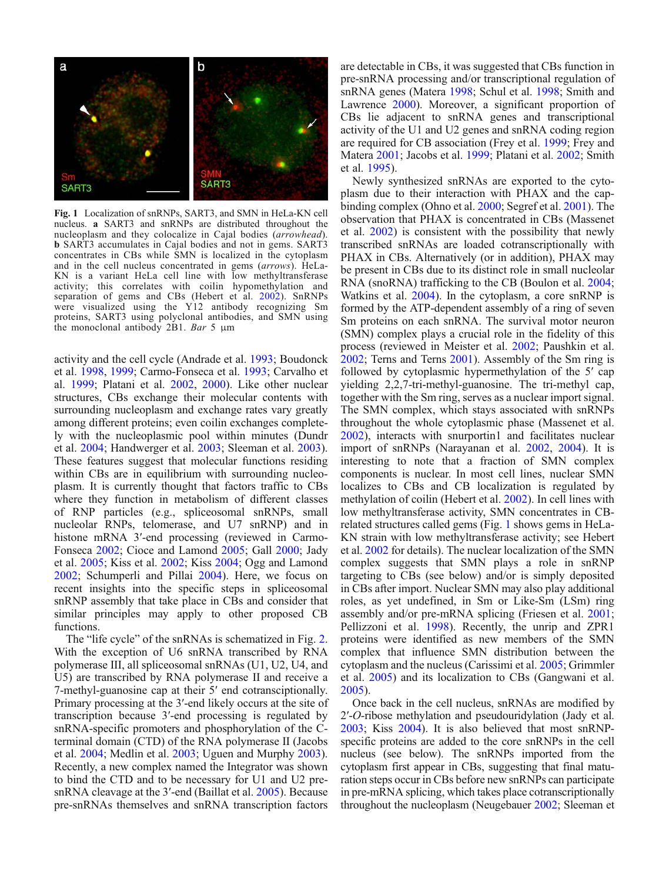**Fig. 1** Localization of snRNPs, SART3, and SMN in HeLa-KN cell nucleus. **a** SART3 and snRNPs are distributed throughout the nucleoplasm and they colocalize in Cajal bodies (*arrowhead*). **b** SART3 accumulates in Cajal bodies and not in gems. SART3 concentrates in CBs while SMN is localized in the cytoplasm and in the cell nucleus concentrated in gems (*arrows*). HeLa-KN is a variant HeLa cell line with low methyltransferase activity; this correlates with coilin hypomethylation and separation of gems and CBs (Hebert et al. 2002). SnRNPs were visualized using the Y12 antibody recognizing Sm proteins, SART3 using polyclonal antibodies, and SMN using the monoclonal antibody 2B1. *Bar* 5 µm

activity and the cell cycle (Andrade et al. 1993; Boudonck et al. 1998, 1999; Carmo-Fonseca et al. 1993; Carvalho et al. 1999; Platani et al. 2002, 2000). Like other nuclear structures, CBs exchange their molecular contents with surrounding nucleoplasm and exchange rates vary greatly among different proteins; even coilin exchanges completely with the nucleoplasmic pool within minutes (Dundr et al. 2004; Handwerger et al. 2003; Sleeman et al. 2003). These features suggest that molecular functions residing within CBs are in equilibrium with surrounding nucleoplasm. It is currently thought that factors traffic to CBs where they function in metabolism of different classes of RNP particles (e.g., spliceosomal snRNPs, small nucleolar RNPs, telomerase, and U7 snRNP) and in histone mRNA 3′-end processing (reviewed in Carmo-Fonseca 2002; Cioce and Lamond 2005; Gall 2000; Jady et al. 2005; Kiss et al. 2002; Kiss 2004; Ogg and Lamond 2002; Schumperli and Pillai 2004). Here, we focus on recent insights into the specific steps in spliceosomal snRNP assembly that take place in CBs and consider that similar principles may apply to other proposed CB functions.

The "life cycle" of the snRNAs is schematized in Fig. 2. With the exception of U6 snRNA transcribed by RNA polymerase III, all spliceosomal snRNAs (U1, U2, U4, and U5) are transcribed by RNA polymerase II and receive a 7-methyl-guanosine cap at their 5′ end cotranscriptionally. Primary processing at the 3′-end likely occurs at the site of transcription because 3′-end processing is regulated by snRNA-specific promoters and phosphorylation of the C-terminal domain (CTD) of the RNA polymerase II (Jacobs et al. 2004; Medlin et al. 2003; Uguen and Murphy 2003). Recently, a new complex named the Integrator was shown to bind the CTD and to be necessary for U1 and U2 pre-snRNA cleavage at the 3′-end (Baillat et al. 2005). Because pre-snRNAs themselves and snRNA transcription factors are detectable in CBs, it was suggested that CBs function in pre-snRNA processing and/or transcriptional regulation of snRNA genes (Matera 1998; Schul et al. 1998; Smith and Lawrence 2000). Moreover, a significant proportion of CBs lie adjacent to snRNA genes and transcriptional activity of the U1 and U2 genes and snRNA coding region are required for CB association (Frey et al. 1999; Frey and Matera 2001; Jacobs et al. 1999; Platani et al. 2002; Smith et al. 1995).

Newly synthesized snRNAs are exported to the cytoplasm due to their interaction with PHAX and the cap-binding complex (Ohno et al. 2000; Segref et al. 2001). The observation that PHAX is concentrated in CBs (Massenet et al. 2002) is consistent with the possibility that newly transcribed snRNAs are loaded cotranscriptionally with PHAX in CBs. Alternatively (or in addition), PHAX may be present in CBs due to its distinct role in small nucleolar RNA (snoRNA) trafficking to the CB (Boulon et al. 2004; Watkins et al. 2004). In the cytoplasm, a core snRNP is formed by the ATP-dependent assembly of a ring of seven Sm proteins on each snRNA. The survival motor neuron (SMN) complex plays a crucial role in the fidelity of this process (reviewed in Meister et al. 2002; Paushkin et al. 2002; Terns and Terns 2001). Assembly of the Sm ring is followed by cytoplasmic hypermethylation of the 5′ cap yielding 2,2,7-tri-methyl-guanosine. The tri-methyl cap, together with the Sm ring, serves as a nuclear import signal. The SMN complex, which stays associated with snRNPs throughout the whole cytoplasmic phase (Massenet et al. 2002), interacts with snurportin1 and facilitates nuclear import of snRNPs (Narayanan et al. 2002, 2004). It is interesting to note that a fraction of SMN complex components is nuclear. In most cell lines, nuclear SMN localizes to CBs and CB localization is regulated by methylation of coilin (Hebert et al. 2002). In cell lines with low methyltransferase activity, SMN concentrates in CB-related structures called gems (Fig. 1 shows gems in HeLa-KN strain with low methyltransferase activity; see Hebert et al. 2002 for details). The nuclear localization of the SMN complex suggests that SMN plays a role in snRNP targeting to CBs (see below) and/or is simply deposited in CBs after import. Nuclear SMN may also play additional roles, as yet undefined, in Sm or Like-Sm (LSm) ring assembly and/or pre-mRNA splicing (Friesen et al. 2001; Pellizzoni et al. 1998). Recently, the unrip and ZPR1 proteins were identified as new members of the SMN complex that influence SMN distribution between the cytoplasm and the nucleus (Carissimi et al. 2005; Grimmler et al. 2005) and its localization to CBs (Gangwani et al. 2005).

Once back in the cell nucleus, snRNAs are modified by 2′-*O*-ribose methylation and pseudouridylation (Jady et al. 2003; Kiss 2004). It is also believed that most snRNP-specific proteins are added to the core snRNPs in the cell nucleus (see below). The snRNPs imported from the cytoplasm first appear in CBs, suggesting that final maturation steps occur in CBs before new snRNPs can participate in pre-mRNA splicing, which takes place cotranscriptionally throughout the nucleoplasm (Neugebauer 2002; Sleeman et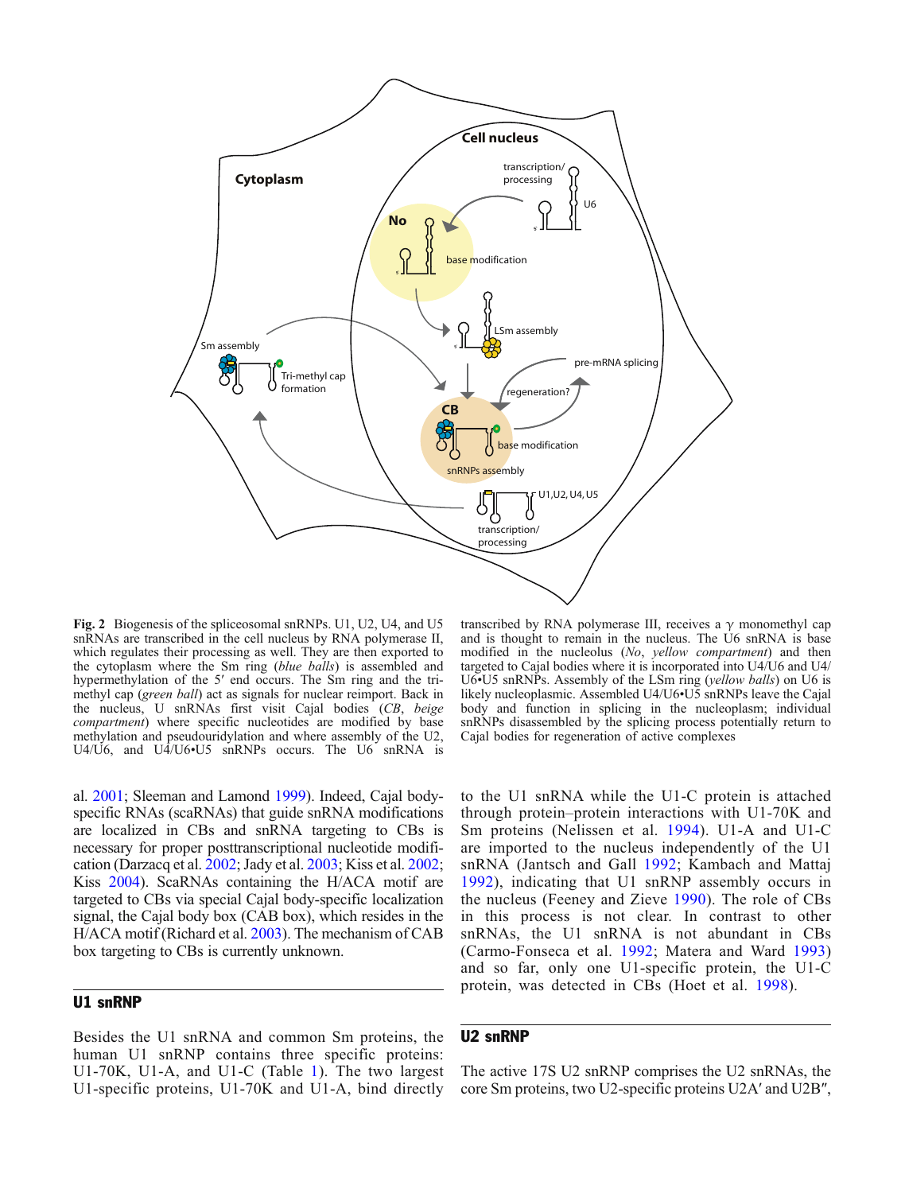**Fig. 2** Biogenesis of the spliceosomal snRNPs. U1, U2, U4, and U5 snRNAs are transcribed in the cell nucleus by RNA polymerase II, which regulates their processing as well. They are then exported to the cytoplasm where the Sm ring (*blue balls*) is assembled and hypermethylation of the 5′ end occurs. The Sm ring and the tri-methyl cap (*green ball*) act as signals for nuclear reimport. Back in the nucleus, U snRNAs first visit Cajal bodies (*CB*, *beige compartment*) where specific nucleotides are modified by base methylation and pseudouridylation and where assembly of the U2, U4/U6, and U4/U6•U5 snRNPs occurs. The U6 snRNA is transcribed by RNA polymerase III, receives a γ monomethyl cap and is thought to remain in the nucleus. The U6 snRNA is base modified in the nucleolus (*No*, *yellow compartment*) and then targeted to Cajal bodies where it is incorporated into U4/U6 and U4/U6•U5 snRNPs. Assembly of the LSm ring (*yellow balls*) on U6 is likely nucleoplasmic. Assembled U4/U6•U5 snRNPs leave the Cajal body and function in splicing in the nucleoplasm; individual snRNPs disassembled by the splicing process potentially return to Cajal bodies for regeneration of active complexes

al. 2001; Sleeman and Lamond 1999). Indeed, Cajal body-specific RNAs (scaRNAs) that guide snRNA modifications are localized in CBs and snRNA targeting to CBs is necessary for proper posttranscriptional nucleotide modification (Darzacq et al. 2002; Jady et al. 2003; Kiss et al. 2002; Kiss 2004). ScaRNAs containing the H/ACA motif are targeted to CBs via special Cajal body-specific localization signal, the Cajal body box (CAB box), which resides in the H/ACA motif (Richard et al. 2003). The mechanism of CAB box targeting to CBs is currently unknown.

## U1 snRNP

Besides the U1 snRNA and common Sm proteins, the human U1 snRNP contains three specific proteins: U1-70K, U1-A, and U1-C (Table 1). The two largest U1-specific proteins, U1-70K and U1-A, bind directly to the U1 snRNA while the U1-C protein is attached through protein–protein interactions with U1-70K and Sm proteins (Nelissen et al. 1994). U1-A and U1-C are imported to the nucleus independently of the U1 snRNA (Jantsch and Gall 1992; Kambach and Mattaj 1992), indicating that U1 snRNP assembly occurs in the nucleus (Feeney and Zieve 1990). The role of CBs in this process is not clear. In contrast to other snRNAs, the U1 snRNA is not abundant in CBs (Carmo-Fonseca et al. 1992; Matera and Ward 1993) and so far, only one U1-specific protein, the U1-C protein, was detected in CBs (Hoet et al. 1998).

## U2 snRNP

The active 17S U2 snRNP comprises the U2 snRNAs, the core Sm proteins, two U2-specific proteins U2A′ and U2B″,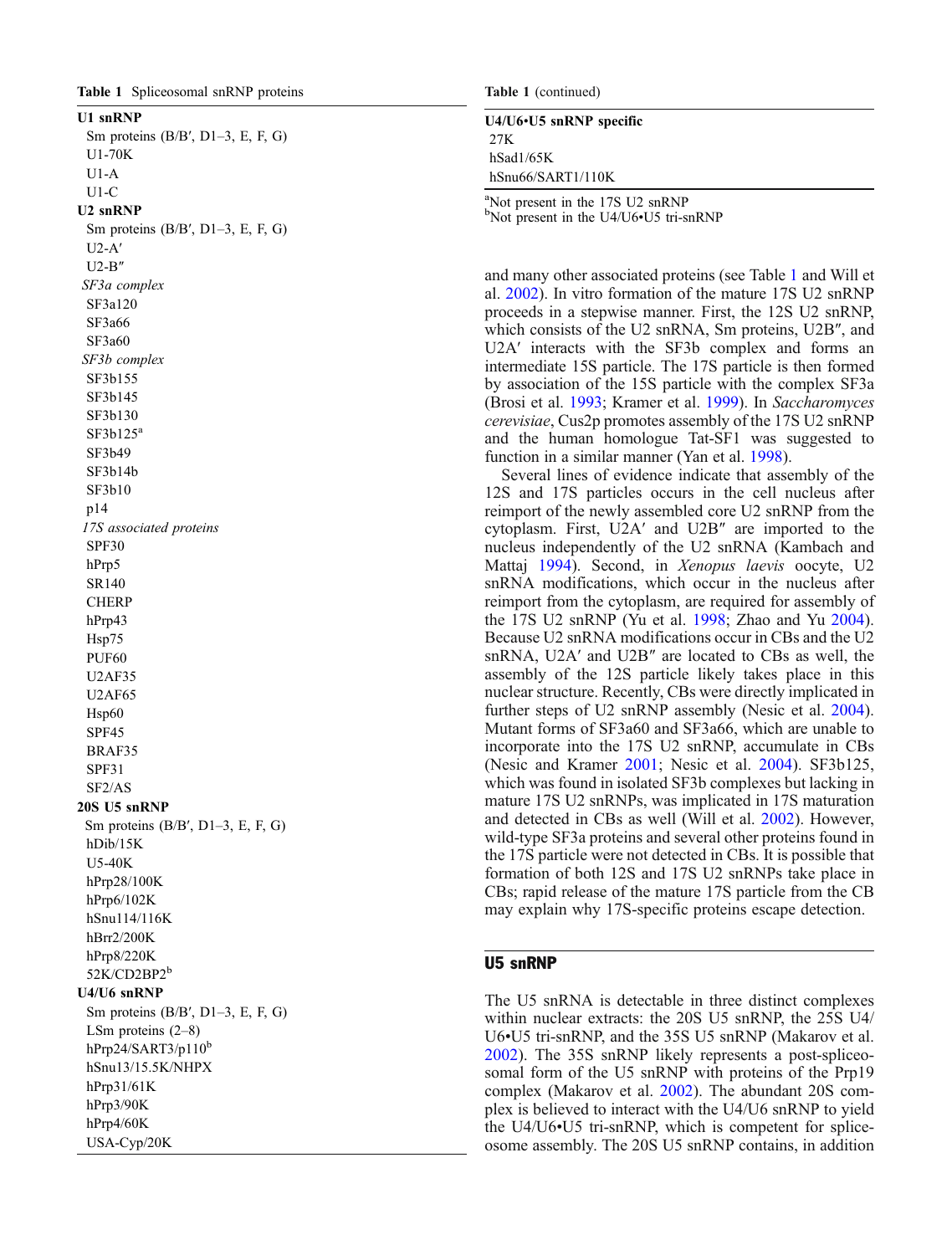**Table 1** Spliceosomal snRNP proteins

| |
|---|
| **U1 snRNP** |
| Sm proteins (B/B′, D1–3, E, F, G) |
| U1-70K |
| U1-A |
| U1-C |
| **U2 snRNP** |
| Sm proteins (B/B′, D1–3, E, F, G) |
| U2-A′ |
| U2-B″ |
| *SF3a complex* |
| SF3a120 |
| SF3a66 |
| SF3a60 |
| *SF3b complex* |
| SF3b155 |
| SF3b145 |
| SF3b130 |
| SF3b125[a] |
| SF3b49 |
| SF3b14b |
| SF3b10 |
| p14 |
| *17S associated proteins* |
| SPF30 |
| hPrp5 |
| SR140 |
| CHERP |
| hPrp43 |
| Hsp75 |
| PUF60 |
| U2AF35 |
| U2AF65 |
| Hsp60 |
| SPF45 |
| BRAF35 |
| SPF31 |
| SF2/AS |
| **20S U5 snRNP** |
| Sm proteins (B/B′, D1–3, E, F, G) |
| hDib/15K |
| U5-40K |
| hPrp28/100K |
| hPrp6/102K |
| hSnu114/116K |
| hBrr2/200K |
| hPrp8/220K |
| 52K/CD2BP2[b] |
| **U4/U6 snRNP** |
| Sm proteins (B/B′, D1–3, E, F, G) |
| LSm proteins (2–8) |
| hPrp24/SART3/p110[b] |
| hSnu13/15.5K/NHPX |
| hPrp31/61K |
| hPrp3/90K |
| hPrp4/60K |
| USA-Cyp/20K |
| **U4/U6•U5 snRNP specific** |
| 27K |
| hSad1/65K |
| hSnu66/SART1/110K |

[a]Not present in the 17S U2 snRNP
[b]Not present in the U4/U6•U5 tri-snRNP

and many other associated proteins (see Table 1 and Will et al. 2002). In vitro formation of the mature 17S U2 snRNP proceeds in a stepwise manner. First, the 12S U2 snRNP, which consists of the U2 snRNA, Sm proteins, U2B″, and U2A′ interacts with the SF3b complex and forms an intermediate 15S particle. The 17S particle is then formed by association of the 15S particle with the complex SF3a (Brosi et al. 1993; Kramer et al. 1999). In *Saccharomyces cerevisiae*, Cus2p promotes assembly of the 17S U2 snRNP and the human homologue Tat-SF1 was suggested to function in a similar manner (Yan et al. 1998).

Several lines of evidence indicate that assembly of the 12S and 17S particles occurs in the cell nucleus after reimport of the newly assembled core U2 snRNP from the cytoplasm. First, U2A′ and U2B″ are imported to the nucleus independently of the U2 snRNA (Kambach and Mattaj 1994). Second, in *Xenopus laevis* oocyte, U2 snRNA modifications, which occur in the nucleus after reimport from the cytoplasm, are required for assembly of the 17S U2 snRNP (Yu et al. 1998; Zhao and Yu 2004). Because U2 snRNA modifications occur in CBs and the U2 snRNA, U2A′ and U2B″ are located to CBs as well, the assembly of the 12S particle likely takes place in this nuclear structure. Recently, CBs were directly implicated in further steps of U2 snRNP assembly (Nesic et al. 2004). Mutant forms of SF3a60 and SF3a66, which are unable to incorporate into the 17S U2 snRNP, accumulate in CBs (Nesic and Kramer 2001; Nesic et al. 2004). SF3b125, which was found in isolated SF3b complexes but lacking in mature 17S U2 snRNPs, was implicated in 17S maturation and detected in CBs as well (Will et al. 2002). However, wild-type SF3a proteins and several other proteins found in the 17S particle were not detected in CBs. It is possible that formation of both 12S and 17S U2 snRNPs take place in CBs; rapid release of the mature 17S particle from the CB may explain why 17S-specific proteins escape detection.

## U5 snRNP

The U5 snRNA is detectable in three distinct complexes within nuclear extracts: the 20S U5 snRNP, the 25S U4/U6•U5 tri-snRNP, and the 35S U5 snRNP (Makarov et al. 2002). The 35S snRNP likely represents a post-spliceosomal form of the U5 snRNP with proteins of the Prp19 complex (Makarov et al. 2002). The abundant 20S complex is believed to interact with the U4/U6 snRNP to yield the U4/U6•U5 tri-snRNP, which is competent for spliceosome assembly. The 20S U5 snRNP contains, in addition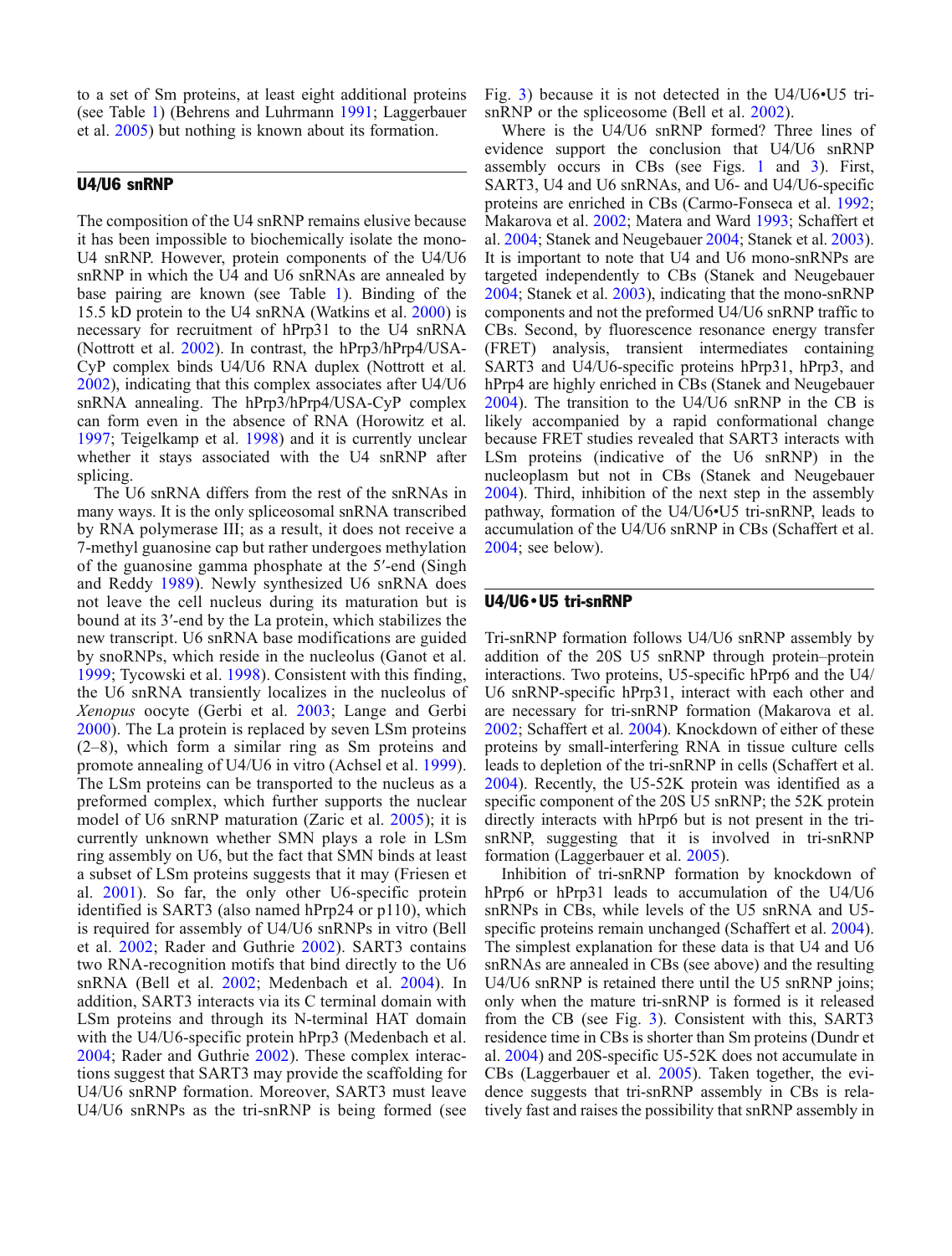to a set of Sm proteins, at least eight additional proteins (see Table 1) (Behrens and Luhrmann 1991; Laggerbauer et al. 2005) but nothing is known about its formation.

## U4/U6 snRNP

The composition of the U4 snRNP remains elusive because it has been impossible to biochemically isolate the mono-U4 snRNP. However, protein components of the U4/U6 snRNP in which the U4 and U6 snRNAs are annealed by base pairing are known (see Table 1). Binding of the 15.5 kD protein to the U4 snRNA (Watkins et al. 2000) is necessary for recruitment of hPrp31 to the U4 snRNA (Nottrott et al. 2002). In contrast, the hPrp3/hPrp4/USA-CyP complex binds U4/U6 RNA duplex (Nottrott et al. 2002), indicating that this complex associates after U4/U6 snRNA annealing. The hPrp3/hPrp4/USA-CyP complex can form even in the absence of RNA (Horowitz et al. 1997; Teigelkamp et al. 1998) and it is currently unclear whether it stays associated with the U4 snRNP after splicing.

The U6 snRNA differs from the rest of the snRNAs in many ways. It is the only spliceosomal snRNA transcribed by RNA polymerase III; as a result, it does not receive a 7-methyl guanosine cap but rather undergoes methylation of the guanosine gamma phosphate at the 5′-end (Singh and Reddy 1989). Newly synthesized U6 snRNA does not leave the cell nucleus during its maturation but is bound at its 3′-end by the La protein, which stabilizes the new transcript. U6 snRNA base modifications are guided by snoRNPs, which reside in the nucleolus (Ganot et al. 1999; Tycowski et al. 1998). Consistent with this finding, the U6 snRNA transiently localizes in the nucleolus of *Xenopus* oocyte (Gerbi et al. 2003; Lange and Gerbi 2000). The La protein is replaced by seven LSm proteins (2–8), which form a similar ring as Sm proteins and promote annealing of U4/U6 in vitro (Achsel et al. 1999). The LSm proteins can be transported to the nucleus as a preformed complex, which further supports the nuclear model of U6 snRNP maturation (Zaric et al. 2005); it is currently unknown whether SMN plays a role in LSm ring assembly on U6, but the fact that SMN binds at least a subset of LSm proteins suggests that it may (Friesen et al. 2001). So far, the only other U6-specific protein identified is SART3 (also named hPrp24 or p110), which is required for assembly of U4/U6 snRNPs in vitro (Bell et al. 2002; Rader and Guthrie 2002). SART3 contains two RNA-recognition motifs that bind directly to the U6 snRNA (Bell et al. 2002; Medenbach et al. 2004). In addition, SART3 interacts via its C terminal domain with LSm proteins and through its N-terminal HAT domain with the U4/U6-specific protein hPrp3 (Medenbach et al. 2004; Rader and Guthrie 2002). These complex interactions suggest that SART3 may provide the scaffolding for U4/U6 snRNP formation. Moreover, SART3 must leave U4/U6 snRNPs as the tri-snRNP is being formed (see Fig. 3) because it is not detected in the U4/U6•U5 tri-snRNP or the spliceosome (Bell et al. 2002).

Where is the U4/U6 snRNP formed? Three lines of evidence support the conclusion that U4/U6 snRNP assembly occurs in CBs (see Figs. 1 and 3). First, SART3, U4 and U6 snRNAs, and U6- and U4/U6-specific proteins are enriched in CBs (Carmo-Fonseca et al. 1992; Makarova et al. 2002; Matera and Ward 1993; Schaffert et al. 2004; Stanek and Neugebauer 2004; Stanek et al. 2003). It is important to note that U4 and U6 mono-snRNPs are targeted independently to CBs (Stanek and Neugebauer 2004; Stanek et al. 2003), indicating that the mono-snRNP components and not the preformed U4/U6 snRNP traffic to CBs. Second, by fluorescence resonance energy transfer (FRET) analysis, transient intermediates containing SART3 and U4/U6-specific proteins hPrp31, hPrp3, and hPrp4 are highly enriched in CBs (Stanek and Neugebauer 2004). The transition to the U4/U6 snRNP in the CB is likely accompanied by a rapid conformational change because FRET studies revealed that SART3 interacts with LSm proteins (indicative of the U6 snRNP) in the nucleoplasm but not in CBs (Stanek and Neugebauer 2004). Third, inhibition of the next step in the assembly pathway, formation of the U4/U6•U5 tri-snRNP, leads to accumulation of the U4/U6 snRNP in CBs (Schaffert et al. 2004; see below).

## U4/U6•U5 tri-snRNP

Tri-snRNP formation follows U4/U6 snRNP assembly by addition of the 20S U5 snRNP through protein–protein interactions. Two proteins, U5-specific hPrp6 and the U4/U6 snRNP-specific hPrp31, interact with each other and are necessary for tri-snRNP formation (Makarova et al. 2002; Schaffert et al. 2004). Knockdown of either of these proteins by small-interfering RNA in tissue culture cells leads to depletion of the tri-snRNP in cells (Schaffert et al. 2004). Recently, the U5-52K protein was identified as a specific component of the 20S U5 snRNP; the 52K protein directly interacts with hPrp6 but is not present in the tri-snRNP, suggesting that it is involved in tri-snRNP formation (Laggerbauer et al. 2005).

Inhibition of tri-snRNP formation by knockdown of hPrp6 or hPrp31 leads to accumulation of the U4/U6 snRNPs in CBs, while levels of the U5 snRNA and U5-specific proteins remain unchanged (Schaffert et al. 2004). The simplest explanation for these data is that U4 and U6 snRNAs are annealed in CBs (see above) and the resulting U4/U6 snRNP is retained there until the U5 snRNP joins; only when the mature tri-snRNP is formed is it released from the CB (see Fig. 3). Consistent with this, SART3 residence time in CBs is shorter than Sm proteins (Dundr et al. 2004) and 20S-specific U5-52K does not accumulate in CBs (Laggerbauer et al. 2005). Taken together, the evidence suggests that tri-snRNP assembly in CBs is relatively fast and raises the possibility that snRNP assembly in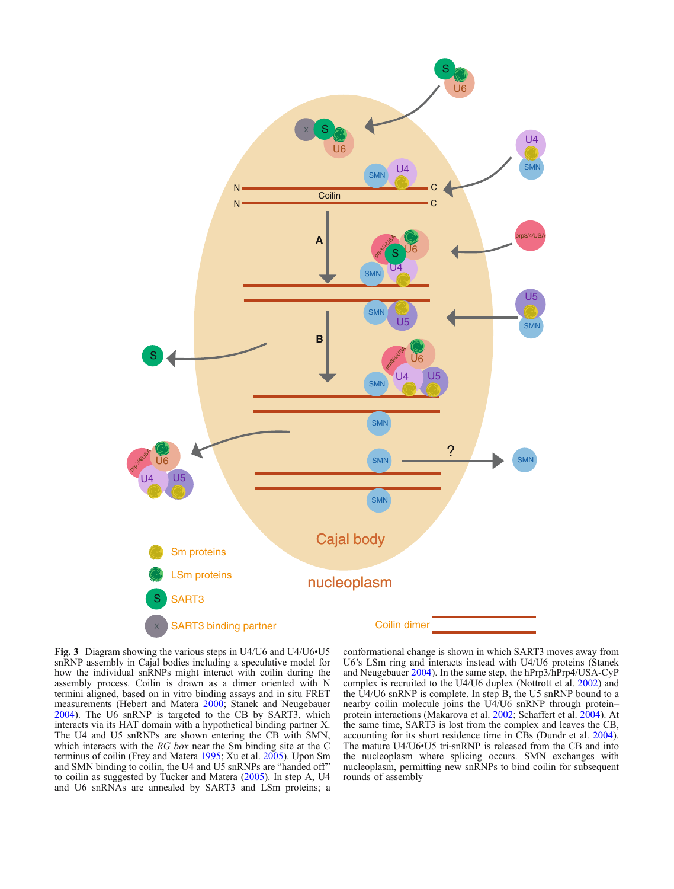**Fig. 3** Diagram showing the various steps in U4/U6 and U4/U6•U5 snRNP assembly in Cajal bodies including a speculative model for how the individual snRNPs might interact with coilin during the assembly process. Coilin is drawn as a dimer oriented with N termini aligned, based on in vitro binding assays and in situ FRET measurements (Hebert and Matera 2000; Stanek and Neugebauer 2004). The U6 snRNP is targeted to the CB by SART3, which interacts via its HAT domain with a hypothetical binding partner X. The U4 and U5 snRNPs are shown entering the CB with SMN, which interacts with the *RG box* near the Sm binding site at the C terminus of coilin (Frey and Matera 1995; Xu et al. 2005). Upon Sm and SMN binding to coilin, the U4 and U5 snRNPs are "handed off" to coilin as suggested by Tucker and Matera (2005). In step A, U4 and U6 snRNAs are annealed by SART3 and LSm proteins; a conformational change is shown in which SART3 moves away from U6's LSm ring and interacts instead with U4/U6 proteins (Stanek and Neugebauer 2004). In the same step, the hPrp3/hPrp4/USA-CyP complex is recruited to the U4/U6 duplex (Nottrott et al. 2002) and the U4/U6 snRNP is complete. In step B, the U5 snRNP bound to a nearby coilin molecule joins the U4/U6 snRNP through protein–protein interactions (Makarova et al. 2002; Schaffert et al. 2004). At the same time, SART3 is lost from the complex and leaves the CB, accounting for its short residence time in CBs (Dundr et al. 2004). The mature U4/U6•U5 tri-snRNP is released from the CB and into the nucleoplasm where splicing occurs. SMN exchanges with nucleoplasm, permitting new snRNPs to bind coilin for subsequent rounds of assembly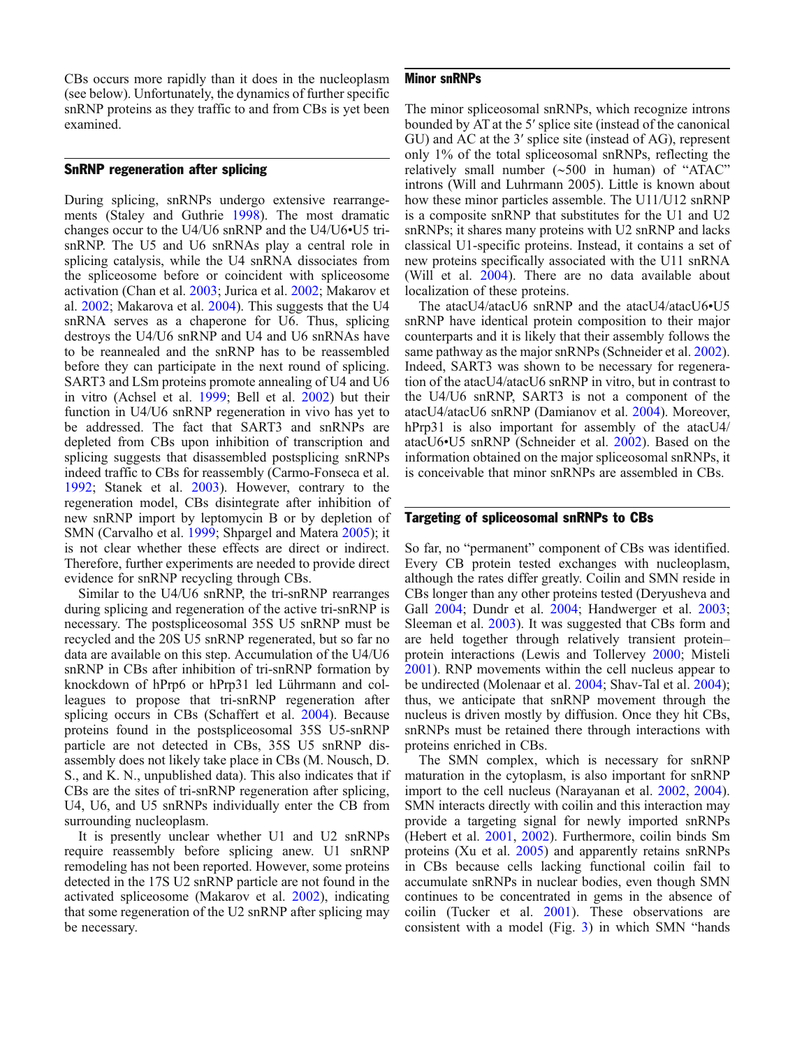CBs occurs more rapidly than it does in the nucleoplasm (see below). Unfortunately, the dynamics of further specific snRNP proteins as they traffic to and from CBs is yet been examined.

## SnRNP regeneration after splicing

During splicing, snRNPs undergo extensive rearrangements (Staley and Guthrie 1998). The most dramatic changes occur to the U4/U6 snRNP and the U4/U6•U5 tri-snRNP. The U5 and U6 snRNAs play a central role in splicing catalysis, while the U4 snRNA dissociates from the spliceosome before or coincident with spliceosome activation (Chan et al. 2003; Jurica et al. 2002; Makarov et al. 2002; Makarova et al. 2004). This suggests that the U4 snRNA serves as a chaperone for U6. Thus, splicing destroys the U4/U6 snRNP and U4 and U6 snRNAs have to be reannealed and the snRNP has to be reassembled before they can participate in the next round of splicing. SART3 and LSm proteins promote annealing of U4 and U6 in vitro (Achsel et al. 1999; Bell et al. 2002) but their function in U4/U6 snRNP regeneration in vivo has yet to be addressed. The fact that SART3 and snRNPs are depleted from CBs upon inhibition of transcription and splicing suggests that disassembled postsplicing snRNPs indeed traffic to CBs for reassembly (Carmo-Fonseca et al. 1992; Stanek et al. 2003). However, contrary to the regeneration model, CBs disintegrate after inhibition of new snRNP import by leptomycin B or by depletion of SMN (Carvalho et al. 1999; Shpargel and Matera 2005); it is not clear whether these effects are direct or indirect. Therefore, further experiments are needed to provide direct evidence for snRNP recycling through CBs.

Similar to the U4/U6 snRNP, the tri-snRNP rearranges during splicing and regeneration of the active tri-snRNP is necessary. The postspliceosomal 35S U5 snRNP must be recycled and the 20S U5 snRNP regenerated, but so far no data are available on this step. Accumulation of the U4/U6 snRNP in CBs after inhibition of tri-snRNP formation by knockdown of hPrp6 or hPrp31 led Lührmann and colleagues to propose that tri-snRNP regeneration after splicing occurs in CBs (Schaffert et al. 2004). Because proteins found in the postspliceosomal 35S U5-snRNP particle are not detected in CBs, 35S U5 snRNP disassembly does not likely take place in CBs (M. Nousch, D. S., and K. N., unpublished data). This also indicates that if CBs are the sites of tri-snRNP regeneration after splicing, U4, U6, and U5 snRNPs individually enter the CB from surrounding nucleoplasm.

It is presently unclear whether U1 and U2 snRNPs require reassembly before splicing anew. U1 snRNP remodeling has not been reported. However, some proteins detected in the 17S U2 snRNP particle are not found in the activated spliceosome (Makarov et al. 2002), indicating that some regeneration of the U2 snRNP after splicing may be necessary.

## Minor snRNPs

The minor spliceosomal snRNPs, which recognize introns bounded by AT at the 5′ splice site (instead of the canonical GU) and AC at the 3′ splice site (instead of AG), represent only 1% of the total spliceosomal snRNPs, reflecting the relatively small number (~500 in human) of "ATAC" introns (Will and Luhrmann 2005). Little is known about how these minor particles assemble. The U11/U12 snRNP is a composite snRNP that substitutes for the U1 and U2 snRNPs; it shares many proteins with U2 snRNP and lacks classical U1-specific proteins. Instead, it contains a set of new proteins specifically associated with the U11 snRNA (Will et al. 2004). There are no data available about localization of these proteins.

The atacU4/atacU6 snRNP and the atacU4/atacU6•U5 snRNP have identical protein composition to their major counterparts and it is likely that their assembly follows the same pathway as the major snRNPs (Schneider et al. 2002). Indeed, SART3 was shown to be necessary for regeneration of the atacU4/atacU6 snRNP in vitro, but in contrast to the U4/U6 snRNP, SART3 is not a component of the atacU4/atacU6 snRNP (Damianov et al. 2004). Moreover, hPrp31 is also important for assembly of the atacU4/atacU6•U5 snRNP (Schneider et al. 2002). Based on the information obtained on the major spliceosomal snRNPs, it is conceivable that minor snRNPs are assembled in CBs.

## Targeting of spliceosomal snRNPs to CBs

So far, no "permanent" component of CBs was identified. Every CB protein tested exchanges with nucleoplasm, although the rates differ greatly. Coilin and SMN reside in CBs longer than any other proteins tested (Deryusheva and Gall 2004; Dundr et al. 2004; Handwerger et al. 2003; Sleeman et al. 2003). It was suggested that CBs form and are held together through relatively transient protein–protein interactions (Lewis and Tollervey 2000; Misteli 2001). RNP movements within the cell nucleus appear to be undirected (Molenaar et al. 2004; Shav-Tal et al. 2004); thus, we anticipate that snRNP movement through the nucleus is driven mostly by diffusion. Once they hit CBs, snRNPs must be retained there through interactions with proteins enriched in CBs.

The SMN complex, which is necessary for snRNP maturation in the cytoplasm, is also important for snRNP import to the cell nucleus (Narayanan et al. 2002, 2004). SMN interacts directly with coilin and this interaction may provide a targeting signal for newly imported snRNPs (Hebert et al. 2001, 2002). Furthermore, coilin binds Sm proteins (Xu et al. 2005) and apparently retains snRNPs in CBs because cells lacking functional coilin fail to accumulate snRNPs in nuclear bodies, even though SMN continues to be concentrated in gems in the absence of coilin (Tucker et al. 2001). These observations are consistent with a model (Fig. 3) in which SMN "hands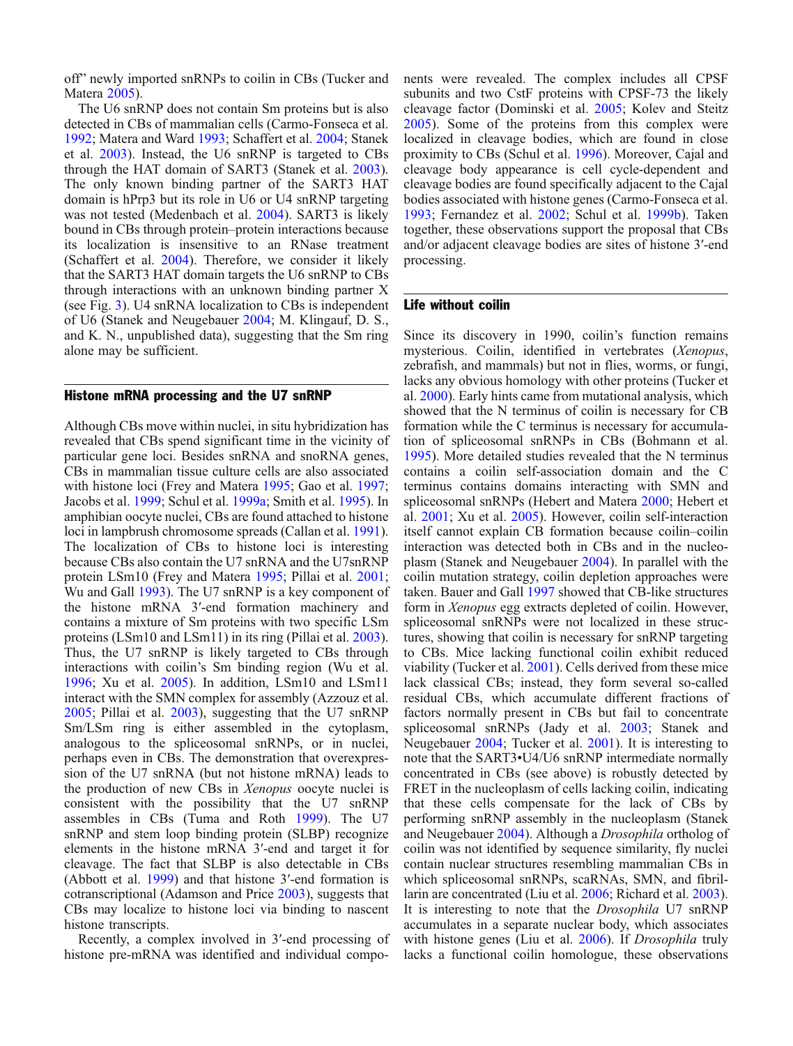off" newly imported snRNPs to coilin in CBs (Tucker and Matera 2005).

The U6 snRNP does not contain Sm proteins but is also detected in CBs of mammalian cells (Carmo-Fonseca et al. 1992; Matera and Ward 1993; Schaffert et al. 2004; Stanek et al. 2003). Instead, the U6 snRNP is targeted to CBs through the HAT domain of SART3 (Stanek et al. 2003). The only known binding partner of the SART3 HAT domain is hPrp3 but its role in U6 or U4 snRNP targeting was not tested (Medenbach et al. 2004). SART3 is likely bound in CBs through protein–protein interactions because its localization is insensitive to an RNase treatment (Schaffert et al. 2004). Therefore, we consider it likely that the SART3 HAT domain targets the U6 snRNP to CBs through interactions with an unknown binding partner X (see Fig. 3). U4 snRNA localization to CBs is independent of U6 (Stanek and Neugebauer 2004; M. Klingauf, D. S., and K. N., unpublished data), suggesting that the Sm ring alone may be sufficient.

## Histone mRNA processing and the U7 snRNP

Although CBs move within nuclei, in situ hybridization has revealed that CBs spend significant time in the vicinity of particular gene loci. Besides snRNA and snoRNA genes, CBs in mammalian tissue culture cells are also associated with histone loci (Frey and Matera 1995; Gao et al. 1997; Jacobs et al. 1999; Schul et al. 1999a; Smith et al. 1995). In amphibian oocyte nuclei, CBs are found attached to histone loci in lampbrush chromosome spreads (Callan et al. 1991). The localization of CBs to histone loci is interesting because CBs also contain the U7 snRNA and the U7snRNP protein LSm10 (Frey and Matera 1995; Pillai et al. 2001; Wu and Gall 1993). The U7 snRNP is a key component of the histone mRNA 3′-end formation machinery and contains a mixture of Sm proteins with two specific LSm proteins (LSm10 and LSm11) in its ring (Pillai et al. 2003). Thus, the U7 snRNP is likely targeted to CBs through interactions with coilin's Sm binding region (Wu et al. 1996; Xu et al. 2005). In addition, LSm10 and LSm11 interact with the SMN complex for assembly (Azzouz et al. 2005; Pillai et al. 2003), suggesting that the U7 snRNP Sm/LSm ring is either assembled in the cytoplasm, analogous to the spliceosomal snRNPs, or in nuclei, perhaps even in CBs. The demonstration that overexpression of the U7 snRNA (but not histone mRNA) leads to the production of new CBs in *Xenopus* oocyte nuclei is consistent with the possibility that the U7 snRNP assembles in CBs (Tuma and Roth 1999). The U7 snRNP and stem loop binding protein (SLBP) recognize elements in the histone mRNA 3′-end and target it for cleavage. The fact that SLBP is also detectable in CBs (Abbott et al. 1999) and that histone 3′-end formation is cotranscriptional (Adamson and Price 2003), suggests that CBs may localize to histone loci via binding to nascent histone transcripts.

Recently, a complex involved in 3′-end processing of histone pre-mRNA was identified and individual components were revealed. The complex includes all CPSF subunits and two CstF proteins with CPSF-73 the likely cleavage factor (Dominski et al. 2005; Kolev and Steitz 2005). Some of the proteins from this complex were localized in cleavage bodies, which are found in close proximity to CBs (Schul et al. 1996). Moreover, Cajal and cleavage body appearance is cell cycle-dependent and cleavage bodies are found specifically adjacent to the Cajal bodies associated with histone genes (Carmo-Fonseca et al. 1993; Fernandez et al. 2002; Schul et al. 1999b). Taken together, these observations support the proposal that CBs and/or adjacent cleavage bodies are sites of histone 3′-end processing.

## Life without coilin

Since its discovery in 1990, coilin's function remains mysterious. Coilin, identified in vertebrates (*Xenopus*, zebrafish, and mammals) but not in flies, worms, or fungi, lacks any obvious homology with other proteins (Tucker et al. 2000). Early hints came from mutational analysis, which showed that the N terminus of coilin is necessary for CB formation while the C terminus is necessary for accumulation of spliceosomal snRNPs in CBs (Bohmann et al. 1995). More detailed studies revealed that the N terminus contains a coilin self-association domain and the C terminus contains domains interacting with SMN and spliceosomal snRNPs (Hebert and Matera 2000; Hebert et al. 2001; Xu et al. 2005). However, coilin self-interaction itself cannot explain CB formation because coilin–coilin interaction was detected both in CBs and in the nucleoplasm (Stanek and Neugebauer 2004). In parallel with the coilin mutation strategy, coilin depletion approaches were taken. Bauer and Gall 1997 showed that CB-like structures form in *Xenopus* egg extracts depleted of coilin. However, spliceosomal snRNPs were not localized in these structures, showing that coilin is necessary for snRNP targeting to CBs. Mice lacking functional coilin exhibit reduced viability (Tucker et al. 2001). Cells derived from these mice lack classical CBs; instead, they form several so-called residual CBs, which accumulate different fractions of factors normally present in CBs but fail to concentrate spliceosomal snRNPs (Jady et al. 2003; Stanek and Neugebauer 2004; Tucker et al. 2001). It is interesting to note that the SART3•U4/U6 snRNP intermediate normally concentrated in CBs (see above) is robustly detected by FRET in the nucleoplasm of cells lacking coilin, indicating that these cells compensate for the lack of CBs by performing snRNP assembly in the nucleoplasm (Stanek and Neugebauer 2004). Although a *Drosophila* ortholog of coilin was not identified by sequence similarity, fly nuclei contain nuclear structures resembling mammalian CBs in which spliceosomal snRNPs, scaRNAs, SMN, and fibrillarin are concentrated (Liu et al. 2006; Richard et al. 2003). It is interesting to note that the *Drosophila* U7 snRNP accumulates in a separate nuclear body, which associates with histone genes (Liu et al. 2006). If *Drosophila* truly lacks a functional coilin homologue, these observations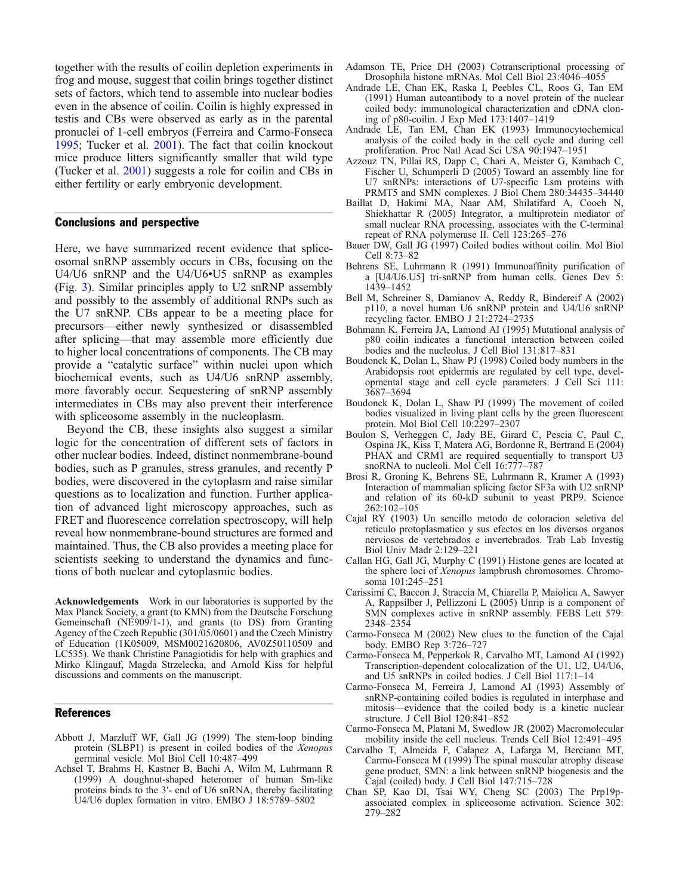together with the results of coilin depletion experiments in frog and mouse, suggest that coilin brings together distinct sets of factors, which tend to assemble into nuclear bodies even in the absence of coilin. Coilin is highly expressed in testis and CBs were observed as early as in the parental pronuclei of 1-cell embryos (Ferreira and Carmo-Fonseca 1995; Tucker et al. 2001). The fact that coilin knockout mice produce litters significantly smaller that wild type (Tucker et al. 2001) suggests a role for coilin and CBs in either fertility or early embryonic development.

## Conclusions and perspective

Here, we have summarized recent evidence that spliceosomal snRNP assembly occurs in CBs, focusing on the U4/U6 snRNP and the U4/U6•U5 snRNP as examples (Fig. 3). Similar principles apply to U2 snRNP assembly and possibly to the assembly of additional RNPs such as the U7 snRNP. CBs appear to be a meeting place for precursors—either newly synthesized or disassembled after splicing—that may assemble more efficiently due to higher local concentrations of components. The CB may provide a "catalytic surface" within nuclei upon which biochemical events, such as U4/U6 snRNP assembly, more favorably occur. Sequestering of snRNP assembly intermediates in CBs may also prevent their interference with spliceosome assembly in the nucleoplasm.

Beyond the CB, these insights also suggest a similar logic for the concentration of different sets of factors in other nuclear bodies. Indeed, distinct nonmembrane-bound bodies, such as P granules, stress granules, and recently P bodies, were discovered in the cytoplasm and raise similar questions as to localization and function. Further application of advanced light microscopy approaches, such as FRET and fluorescence correlation spectroscopy, will help reveal how nonmembrane-bound structures are formed and maintained. Thus, the CB also provides a meeting place for scientists seeking to understand the dynamics and functions of both nuclear and cytoplasmic bodies.

**Acknowledgements** Work in our laboratories is supported by the Max Planck Society, a grant (to KMN) from the Deutsche Forschung Gemeinschaft (NE909/1-1), and grants (to DS) from Granting Agency of the Czech Republic (301/05/0601) and the Czech Ministry of Education (1K05009, MSM0021620806, AV0Z50110509 and LC535). We thank Christine Panagiotidis for help with graphics and Mirko Klingauf, Magda Strzelecka, and Arnold Kiss for helpful discussions and comments on the manuscript.

## References

Abbott J, Marzluff WF, Gall JG (1999) The stem-loop binding protein (SLBP1) is present in coiled bodies of the *Xenopus* germinal vesicle. Mol Biol Cell 10:487–499

Achsel T, Brahms H, Kastner B, Bachi A, Wilm M, Luhrmann R (1999) A doughnut-shaped heteromer of human Sm-like proteins binds to the 3′- end of U6 snRNA, thereby facilitating U4/U6 duplex formation in vitro. EMBO J 18:5789–5802

Adamson TE, Price DH (2003) Cotranscriptional processing of Drosophila histone mRNAs. Mol Cell Biol 23:4046–4055

Andrade LE, Chan EK, Raska I, Peebles CL, Roos G, Tan EM (1991) Human autoantibody to a novel protein of the nuclear coiled body: immunological characterization and cDNA cloning of p80-coilin. J Exp Med 173:1407–1419

Andrade LE, Tan EM, Chan EK (1993) Immunocytochemical analysis of the coiled body in the cell cycle and during cell proliferation. Proc Natl Acad Sci USA 90:1947–1951

Azzouz TN, Pillai RS, Dapp C, Chari A, Meister G, Kambach C, Fischer U, Schumperli D (2005) Toward an assembly line for U7 snRNPs: interactions of U7-specific Lsm proteins with PRMT5 and SMN complexes. J Biol Chem 280:34435–34440

Baillat D, Hakimi MA, Naar AM, Shilatifard A, Cooch N, Shiekhattar R (2005) Integrator, a multiprotein mediator of small nuclear RNA processing, associates with the C-terminal repeat of RNA polymerase II. Cell 123:265–276

Bauer DW, Gall JG (1997) Coiled bodies without coilin. Mol Biol Cell 8:73–82

Behrens SE, Luhrmann R (1991) Immunoaffinity purification of a [U4/U6.U5] tri-snRNP from human cells. Genes Dev 5: 1439–1452

Bell M, Schreiner S, Damianov A, Reddy R, Bindereif A (2002) p110, a novel human U6 snRNP protein and U4/U6 snRNP recycling factor. EMBO J 21:2724–2735

Bohmann K, Ferreira JA, Lamond AI (1995) Mutational analysis of p80 coilin indicates a functional interaction between coiled bodies and the nucleolus. J Cell Biol 131:817–831

Boudonck K, Dolan L, Shaw PJ (1998) Coiled body numbers in the Arabidopsis root epidermis are regulated by cell type, developmental stage and cell cycle parameters. J Cell Sci 111: 3687–3694

Boudonck K, Dolan L, Shaw PJ (1999) The movement of coiled bodies visualized in living plant cells by the green fluorescent protein. Mol Biol Cell 10:2297–2307

Boulon S, Verheggen C, Jady BE, Girard C, Pescia C, Paul C, Ospina JK, Kiss T, Matera AG, Bordonne R, Bertrand E (2004) PHAX and CRM1 are required sequentially to transport U3 snoRNA to nucleoli. Mol Cell 16:777–787

Brosi R, Groning K, Behrens SE, Luhrmann R, Kramer A (1993) Interaction of mammalian splicing factor SF3a with U2 snRNP and relation of its 60-kD subunit to yeast PRP9. Science 262:102–105

Cajal RY (1903) Un sencillo metodo de coloracion seletiva del reticulo protoplasmatico y sus efectos en los diversos organos nerviosos de vertebrados e invertebrados. Trab Lab Investig Biol Univ Madr 2:129–221

Callan HG, Gall JG, Murphy C (1991) Histone genes are located at the sphere loci of *Xenopus* lampbrush chromosomes. Chromosoma 101:245–251

Carissimi C, Baccon J, Straccia M, Chiarella P, Maiolica A, Sawyer A, Rappsilber J, Pellizzoni L (2005) Unrip is a component of SMN complexes active in snRNP assembly. FEBS Lett 579: 2348–2354

Carmo-Fonseca M (2002) New clues to the function of the Cajal body. EMBO Rep 3:726–727

Carmo-Fonseca M, Pepperkok R, Carvalho MT, Lamond AI (1992) Transcription-dependent colocalization of the U1, U2, U4/U6, and U5 snRNPs in coiled bodies. J Cell Biol 117:1–14

Carmo-Fonseca M, Ferreira J, Lamond AI (1993) Assembly of snRNP-containing coiled bodies is regulated in interphase and mitosis—evidence that the coiled body is a kinetic nuclear structure. J Cell Biol 120:841–852

Carmo-Fonseca M, Platani M, Swedlow JR (2002) Macromolecular mobility inside the cell nucleus. Trends Cell Biol 12:491–495

Carvalho T, Almeida F, Calapez A, Lafarga M, Berciano MT, Carmo-Fonseca M (1999) The spinal muscular atrophy disease gene product, SMN: a link between snRNP biogenesis and the Cajal (coiled) body. J Cell Biol 147:715–728

Chan SP, Kao DI, Tsai WY, Cheng SC (2003) The Prp19p-associated complex in spliceosome activation. Science 302: 279–282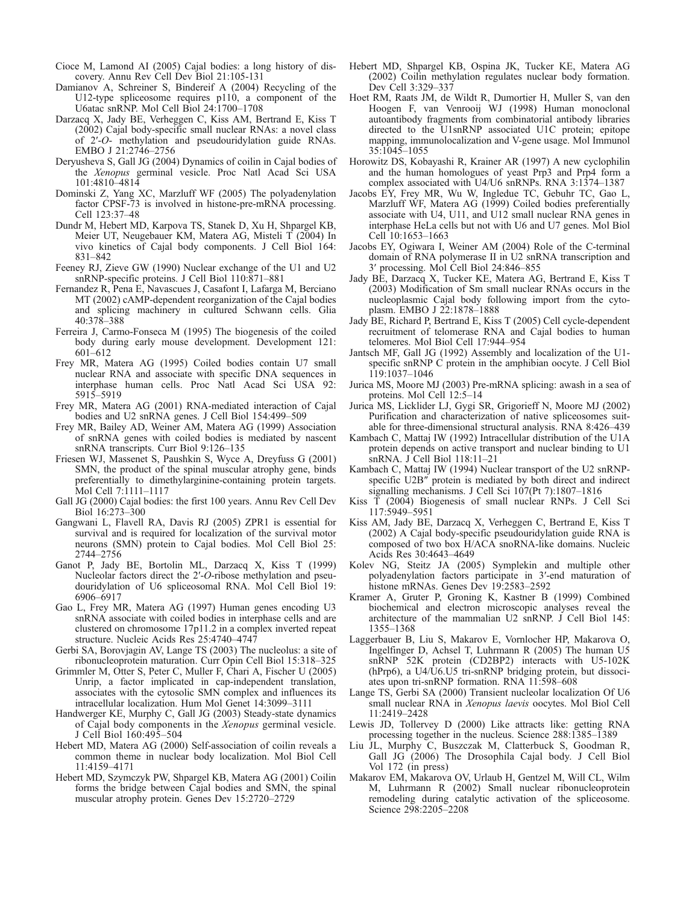Cioce M, Lamond AI (2005) Cajal bodies: a long history of discovery. Annu Rev Cell Dev Biol 21:105-131

Damianov A, Schreiner S, Bindereif A (2004) Recycling of the U12-type spliceosome requires p110, a component of the U6atac snRNP. Mol Cell Biol 24:1700–1708

Darzacq X, Jady BE, Verheggen C, Kiss AM, Bertrand E, Kiss T (2002) Cajal body-specific small nuclear RNAs: a novel class of 2′-*O*- methylation and pseudouridylation guide RNAs. EMBO J 21:2746–2756

Deryusheva S, Gall JG (2004) Dynamics of coilin in Cajal bodies of the *Xenopus* germinal vesicle. Proc Natl Acad Sci USA 101:4810–4814

Dominski Z, Yang XC, Marzluff WF (2005) The polyadenylation factor CPSF-73 is involved in histone-pre-mRNA processing. Cell 123:37–48

Dundr M, Hebert MD, Karpova TS, Stanek D, Xu H, Shpargel KB, Meier UT, Neugebauer KM, Matera AG, Misteli T (2004) In vivo kinetics of Cajal body components. J Cell Biol 164: 831–842

Feeney RJ, Zieve GW (1990) Nuclear exchange of the U1 and U2 snRNP-specific proteins. J Cell Biol 110:871–881

Fernandez R, Pena E, Navascues J, Casafont I, Lafarga M, Berciano MT (2002) cAMP-dependent reorganization of the Cajal bodies and splicing machinery in cultured Schwann cells. Glia 40:378–388

Ferreira J, Carmo-Fonseca M (1995) The biogenesis of the coiled body during early mouse development. Development 121: 601–612

Frey MR, Matera AG (1995) Coiled bodies contain U7 small nuclear RNA and associate with specific DNA sequences in interphase human cells. Proc Natl Acad Sci USA 92: 5915–5919

Frey MR, Matera AG (2001) RNA-mediated interaction of Cajal bodies and U2 snRNA genes. J Cell Biol 154:499–509

Frey MR, Bailey AD, Weiner AM, Matera AG (1999) Association of snRNA genes with coiled bodies is mediated by nascent snRNA transcripts. Curr Biol 9:126–135

Friesen WJ, Massenet S, Paushkin S, Wyce A, Dreyfuss G (2001) SMN, the product of the spinal muscular atrophy gene, binds preferentially to dimethylarginine-containing protein targets. Mol Cell 7:1111–1117

Gall JG (2000) Cajal bodies: the first 100 years. Annu Rev Cell Dev Biol 16:273–300

Gangwani L, Flavell RA, Davis RJ (2005) ZPR1 is essential for survival and is required for localization of the survival motor neurons (SMN) protein to Cajal bodies. Mol Cell Biol 25: 2744–2756

Ganot P, Jady BE, Bortolin ML, Darzacq X, Kiss T (1999) Nucleolar factors direct the 2′-*O*-ribose methylation and pseudouridylation of U6 spliceosomal RNA. Mol Cell Biol 19: 6906–6917

Gao L, Frey MR, Matera AG (1997) Human genes encoding U3 snRNA associate with coiled bodies in interphase cells and are clustered on chromosome 17p11.2 in a complex inverted repeat structure. Nucleic Acids Res 25:4740–4747

Gerbi SA, Borovjagin AV, Lange TS (2003) The nucleolus: a site of ribonucleoprotein maturation. Curr Opin Cell Biol 15:318–325

Grimmler M, Otter S, Peter C, Muller F, Chari A, Fischer U (2005) Unrip, a factor implicated in cap-independent translation, associates with the cytosolic SMN complex and influences its intracellular localization. Hum Mol Genet 14:3099–3111

Handwerger KE, Murphy C, Gall JG (2003) Steady-state dynamics of Cajal body components in the *Xenopus* germinal vesicle. J Cell Biol 160:495–504

Hebert MD, Matera AG (2000) Self-association of coilin reveals a common theme in nuclear body localization. Mol Biol Cell 11:4159–4171

Hebert MD, Szymczyk PW, Shpargel KB, Matera AG (2001) Coilin forms the bridge between Cajal bodies and SMN, the spinal muscular atrophy protein. Genes Dev 15:2720–2729

Hebert MD, Shpargel KB, Ospina JK, Tucker KE, Matera AG (2002) Coilin methylation regulates nuclear body formation. Dev Cell 3:329–337

Hoet RM, Raats JM, de Wildt R, Dumortier H, Muller S, van den Hoogen F, van Venrooij WJ (1998) Human monoclonal autoantibody fragments from combinatorial antibody libraries directed to the U1snRNP associated U1C protein; epitope mapping, immunolocalization and V-gene usage. Mol Immunol 35:1045–1055

Horowitz DS, Kobayashi R, Krainer AR (1997) A new cyclophilin and the human homologues of yeast Prp3 and Prp4 form a complex associated with U4/U6 snRNPs. RNA 3:1374–1387

Jacobs EY, Frey MR, Wu W, Ingledue TC, Gebuhr TC, Gao L, Marzluff WF, Matera AG (1999) Coiled bodies preferentially associate with U4, U11, and U12 small nuclear RNA genes in interphase HeLa cells but not with U6 and U7 genes. Mol Biol Cell 10:1653–1663

Jacobs EY, Ogiwara I, Weiner AM (2004) Role of the C-terminal domain of RNA polymerase II in U2 snRNA transcription and 3′ processing. Mol Cell Biol 24:846–855

Jady BE, Darzacq X, Tucker KE, Matera AG, Bertrand E, Kiss T (2003) Modification of Sm small nuclear RNAs occurs in the nucleoplasmic Cajal body following import from the cytoplasm. EMBO J 22:1878–1888

Jady BE, Richard P, Bertrand E, Kiss T (2005) Cell cycle-dependent recruitment of telomerase RNA and Cajal bodies to human telomeres. Mol Biol Cell 17:944–954

Jantsch MF, Gall JG (1992) Assembly and localization of the U1-specific snRNP C protein in the amphibian oocyte. J Cell Biol 119:1037–1046

Jurica MS, Moore MJ (2003) Pre-mRNA splicing: awash in a sea of proteins. Mol Cell 12:5–14

Jurica MS, Licklider LJ, Gygi SR, Grigorieff N, Moore MJ (2002) Purification and characterization of native spliceosomes suitable for three-dimensional structural analysis. RNA 8:426–439

Kambach C, Mattaj IW (1992) Intracellular distribution of the U1A protein depends on active transport and nuclear binding to U1 snRNA. J Cell Biol 118:11–21

Kambach C, Mattaj IW (1994) Nuclear transport of the U2 snRNP-specific U2B″ protein is mediated by both direct and indirect signalling mechanisms. J Cell Sci 107(Pt 7):1807–1816

Kiss T (2004) Biogenesis of small nuclear RNPs. J Cell Sci 117:5949–5951

Kiss AM, Jady BE, Darzacq X, Verheggen C, Bertrand E, Kiss T (2002) A Cajal body-specific pseudouridylation guide RNA is composed of two box H/ACA snoRNA-like domains. Nucleic Acids Res 30:4643–4649

Kolev NG, Steitz JA (2005) Symplekin and multiple other polyadenylation factors participate in 3′-end maturation of histone mRNAs. Genes Dev 19:2583–2592

Kramer A, Gruter P, Groning K, Kastner B (1999) Combined biochemical and electron microscopic analyses reveal the architecture of the mammalian U2 snRNP. J Cell Biol 145: 1355–1368

Laggerbauer B, Liu S, Makarov E, Vornlocher HP, Makarova O, Ingelfinger D, Achsel T, Luhrmann R (2005) The human U5 snRNP 52K protein (CD2BP2) interacts with U5-102K (hPrp6), a U4/U6.U5 tri-snRNP bridging protein, but dissociates upon tri-snRNP formation. RNA 11:598–608

Lange TS, Gerbi SA (2000) Transient nucleolar localization Of U6 small nuclear RNA in *Xenopus laevis* oocytes. Mol Biol Cell 11:2419–2428

Lewis JD, Tollervey D (2000) Like attracts like: getting RNA processing together in the nucleus. Science 288:1385–1389

Liu JL, Murphy C, Buszczak M, Clatterbuck S, Goodman R, Gall JG (2006) The Drosophila Cajal body. J Cell Biol Vol 172 (in press)

Makarov EM, Makarova OV, Urlaub H, Gentzel M, Will CL, Wilm M, Luhrmann R (2002) Small nuclear ribonucleoprotein remodeling during catalytic activation of the spliceosome. Science 298:2205–2208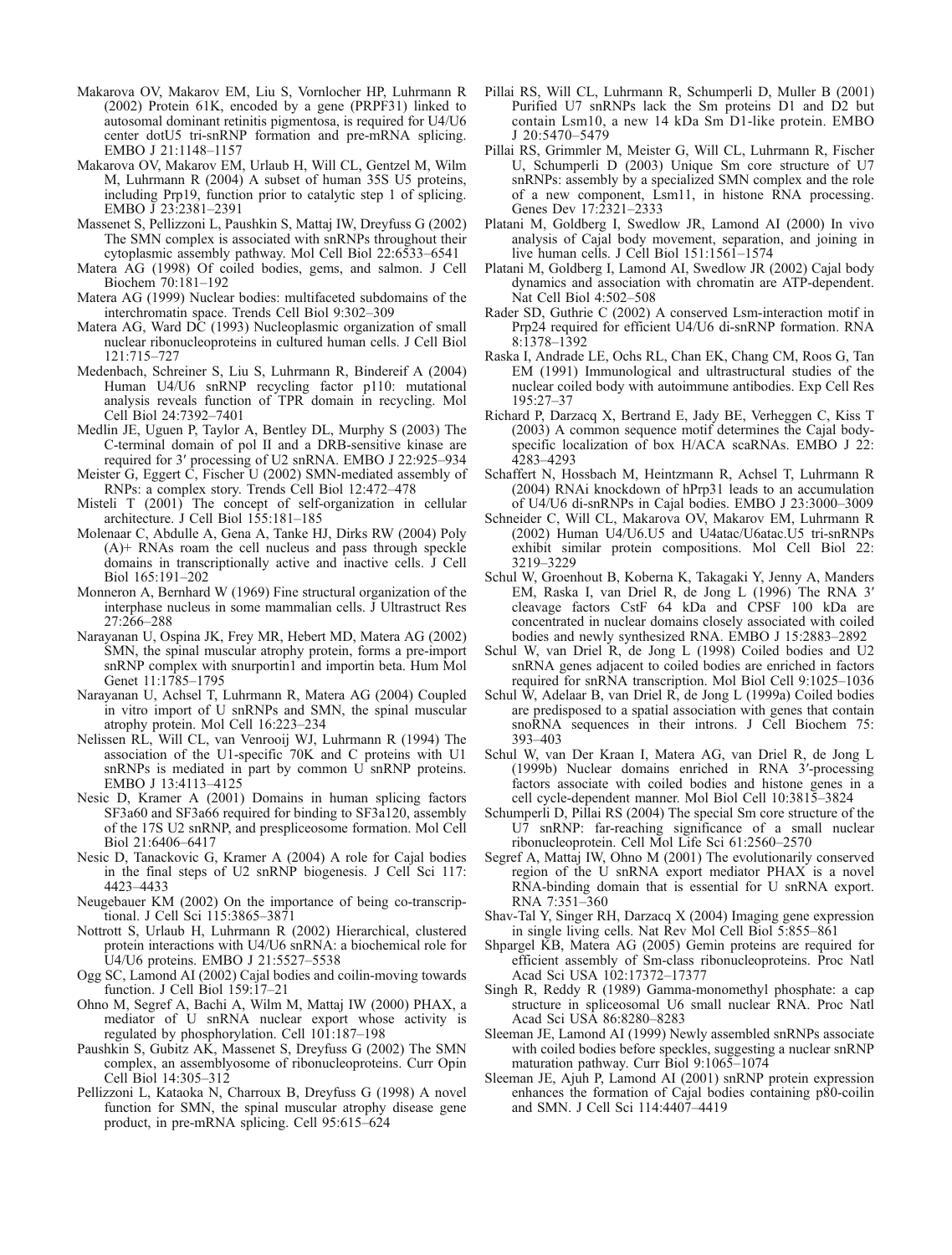Makarova OV, Makarov EM, Liu S, Vornlocher HP, Luhrmann R (2002) Protein 61K, encoded by a gene (PRPF31) linked to autosomal dominant retinitis pigmentosa, is required for U4/U6 center dotU5 tri-snRNP formation and pre-mRNA splicing. EMBO J 21:1148–1157

Makarova OV, Makarov EM, Urlaub H, Will CL, Gentzel M, Wilm M, Luhrmann R (2004) A subset of human 35S U5 proteins, including Prp19, function prior to catalytic step 1 of splicing. EMBO J 23:2381–2391

Massenet S, Pellizzoni L, Paushkin S, Mattaj IW, Dreyfuss G (2002) The SMN complex is associated with snRNPs throughout their cytoplasmic assembly pathway. Mol Cell Biol 22:6533–6541

Matera AG (1998) Of coiled bodies, gems, and salmon. J Cell Biochem 70:181–192

Matera AG (1999) Nuclear bodies: multifaceted subdomains of the interchromatin space. Trends Cell Biol 9:302–309

Matera AG, Ward DC (1993) Nucleoplasmic organization of small nuclear ribonucleoproteins in cultured human cells. J Cell Biol 121:715–727

Medenbach, Schreiner S, Liu S, Luhrmann R, Bindereif A (2004) Human U4/U6 snRNP recycling factor p110: mutational analysis reveals function of TPR domain in recycling. Mol Cell Biol 24:7392–7401

Medlin JE, Uguen P, Taylor A, Bentley DL, Murphy S (2003) The C-terminal domain of pol II and a DRB-sensitive kinase are required for 3′ processing of U2 snRNA. EMBO J 22:925–934

Meister G, Eggert C, Fischer U (2002) SMN-mediated assembly of RNPs: a complex story. Trends Cell Biol 12:472–478

Misteli T (2001) The concept of self-organization in cellular architecture. J Cell Biol 155:181–185

Molenaar C, Abdulle A, Gena A, Tanke HJ, Dirks RW (2004) Poly (A)+ RNAs roam the cell nucleus and pass through speckle domains in transcriptionally active and inactive cells. J Cell Biol 165:191–202

Monneron A, Bernhard W (1969) Fine structural organization of the interphase nucleus in some mammalian cells. J Ultrastruct Res 27:266–288

Narayanan U, Ospina JK, Frey MR, Hebert MD, Matera AG (2002) SMN, the spinal muscular atrophy protein, forms a pre-import snRNP complex with snurportin1 and importin beta. Hum Mol Genet 11:1785–1795

Narayanan U, Achsel T, Luhrmann R, Matera AG (2004) Coupled in vitro import of U snRNPs and SMN, the spinal muscular atrophy protein. Mol Cell 16:223–234

Nelissen RL, Will CL, van Venrooij WJ, Luhrmann R (1994) The association of the U1-specific 70K and C proteins with U1 snRNPs is mediated in part by common U snRNP proteins. EMBO J 13:4113–4125

Nesic D, Kramer A (2001) Domains in human splicing factors SF3a60 and SF3a66 required for binding to SF3a120, assembly of the 17S U2 snRNP, and prespliceosome formation. Mol Cell Biol 21:6406–6417

Nesic D, Tanackovic G, Kramer A (2004) A role for Cajal bodies in the final steps of U2 snRNP biogenesis. J Cell Sci 117: 4423–4433

Neugebauer KM (2002) On the importance of being co-transcriptional. J Cell Sci 115:3865–3871

Nottrott S, Urlaub H, Luhrmann R (2002) Hierarchical, clustered protein interactions with U4/U6 snRNA: a biochemical role for U4/U6 proteins. EMBO J 21:5527–5538

Ogg SC, Lamond AI (2002) Cajal bodies and coilin-moving towards function. J Cell Biol 159:17–21

Ohno M, Segref A, Bachi A, Wilm M, Mattaj IW (2000) PHAX, a mediator of U snRNA nuclear export whose activity is regulated by phosphorylation. Cell 101:187–198

Paushkin S, Gubitz AK, Massenet S, Dreyfuss G (2002) The SMN complex, an assemblyosome of ribonucleoproteins. Curr Opin Cell Biol 14:305–312

Pellizzoni L, Kataoka N, Charroux B, Dreyfuss G (1998) A novel function for SMN, the spinal muscular atrophy disease gene product, in pre-mRNA splicing. Cell 95:615–624

Pillai RS, Will CL, Luhrmann R, Schumperli D, Muller B (2001) Purified U7 snRNPs lack the Sm proteins D1 and D2 but contain Lsm10, a new 14 kDa Sm D1-like protein. EMBO J 20:5470–5479

Pillai RS, Grimmler M, Meister G, Will CL, Luhrmann R, Fischer U, Schumperli D (2003) Unique Sm core structure of U7 snRNPs: assembly by a specialized SMN complex and the role of a new component, Lsm11, in histone RNA processing. Genes Dev 17:2321–2333

Platani M, Goldberg I, Swedlow JR, Lamond AI (2000) In vivo analysis of Cajal body movement, separation, and joining in live human cells. J Cell Biol 151:1561–1574

Platani M, Goldberg I, Lamond AI, Swedlow JR (2002) Cajal body dynamics and association with chromatin are ATP-dependent. Nat Cell Biol 4:502–508

Rader SD, Guthrie C (2002) A conserved Lsm-interaction motif in Prp24 required for efficient U4/U6 di-snRNP formation. RNA 8:1378–1392

Raska I, Andrade LE, Ochs RL, Chan EK, Chang CM, Roos G, Tan EM (1991) Immunological and ultrastructural studies of the nuclear coiled body with autoimmune antibodies. Exp Cell Res 195:27–37

Richard P, Darzacq X, Bertrand E, Jady BE, Verheggen C, Kiss T (2003) A common sequence motif determines the Cajal body-specific localization of box H/ACA scaRNAs. EMBO J 22: 4283–4293

Schaffert N, Hossbach M, Heintzmann R, Achsel T, Luhrmann R (2004) RNAi knockdown of hPrp31 leads to an accumulation of U4/U6 di-snRNPs in Cajal bodies. EMBO J 23:3000–3009

Schneider C, Will CL, Makarova OV, Makarov EM, Luhrmann R (2002) Human U4/U6.U5 and U4atac/U6atac.U5 tri-snRNPs exhibit similar protein compositions. Mol Cell Biol 22: 3219–3229

Schul W, Groenhout B, Koberna K, Takagaki Y, Jenny A, Manders EM, Raska I, van Driel R, de Jong L (1996) The RNA 3′ cleavage factors CstF 64 kDa and CPSF 100 kDa are concentrated in nuclear domains closely associated with coiled bodies and newly synthesized RNA. EMBO J 15:2883–2892

Schul W, van Driel R, de Jong L (1998) Coiled bodies and U2 snRNA genes adjacent to coiled bodies are enriched in factors required for snRNA transcription. Mol Biol Cell 9:1025–1036

Schul W, Adelaar B, van Driel R, de Jong L (1999a) Coiled bodies are predisposed to a spatial association with genes that contain snoRNA sequences in their introns. J Cell Biochem 75: 393–403

Schul W, van Der Kraan I, Matera AG, van Driel R, de Jong L (1999b) Nuclear domains enriched in RNA 3′-processing factors associate with coiled bodies and histone genes in a cell cycle-dependent manner. Mol Biol Cell 10:3815–3824

Schumperli D, Pillai RS (2004) The special Sm core structure of the U7 snRNP: far-reaching significance of a small nuclear ribonucleoprotein. Cell Mol Life Sci 61:2560–2570

Segref A, Mattaj IW, Ohno M (2001) The evolutionarily conserved region of the U snRNA export mediator PHAX is a novel RNA-binding domain that is essential for U snRNA export. RNA 7:351–360

Shav-Tal Y, Singer RH, Darzacq X (2004) Imaging gene expression in single living cells. Nat Rev Mol Cell Biol 5:855–861

Shpargel KB, Matera AG (2005) Gemin proteins are required for efficient assembly of Sm-class ribonucleoproteins. Proc Natl Acad Sci USA 102:17372–17377

Singh R, Reddy R (1989) Gamma-monomethyl phosphate: a cap structure in spliceosomal U6 small nuclear RNA. Proc Natl Acad Sci USA 86:8280–8283

Sleeman JE, Lamond AI (1999) Newly assembled snRNPs associate with coiled bodies before speckles, suggesting a nuclear snRNP maturation pathway. Curr Biol 9:1065–1074

Sleeman JE, Ajuh P, Lamond AI (2001) snRNP protein expression enhances the formation of Cajal bodies containing p80-coilin and SMN. J Cell Sci 114:4407–4419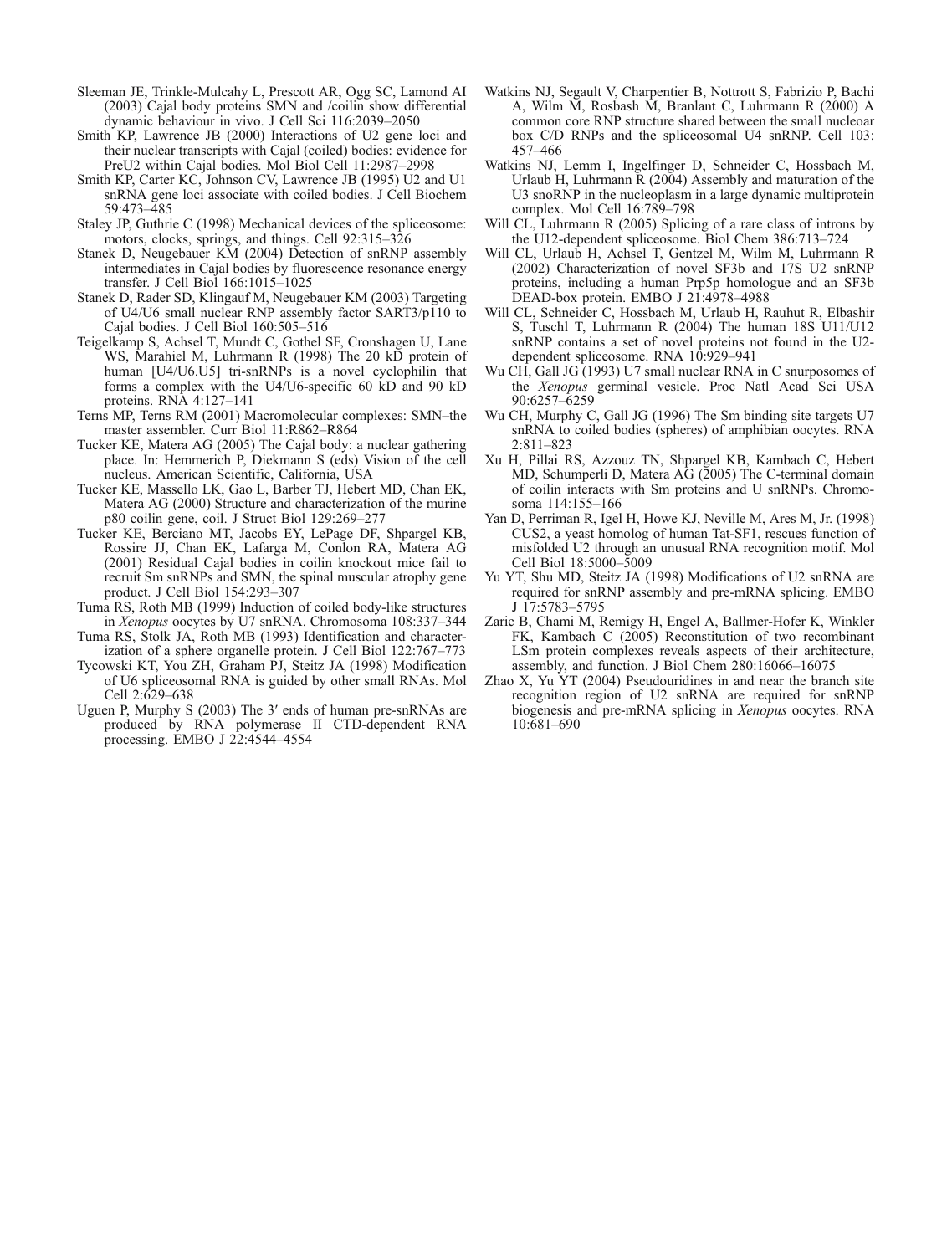Sleeman JE, Trinkle-Mulcahy L, Prescott AR, Ogg SC, Lamond AI (2003) Cajal body proteins SMN and /coilin show differential dynamic behaviour in vivo. J Cell Sci 116:2039–2050

Smith KP, Lawrence JB (2000) Interactions of U2 gene loci and their nuclear transcripts with Cajal (coiled) bodies: evidence for PreU2 within Cajal bodies. Mol Biol Cell 11:2987–2998

Smith KP, Carter KC, Johnson CV, Lawrence JB (1995) U2 and U1 snRNA gene loci associate with coiled bodies. J Cell Biochem 59:473–485

Staley JP, Guthrie C (1998) Mechanical devices of the spliceosome: motors, clocks, springs, and things. Cell 92:315–326

Stanek D, Neugebauer KM (2004) Detection of snRNP assembly intermediates in Cajal bodies by fluorescence resonance energy transfer. J Cell Biol 166:1015–1025

Stanek D, Rader SD, Klingauf M, Neugebauer KM (2003) Targeting of U4/U6 small nuclear RNP assembly factor SART3/p110 to Cajal bodies. J Cell Biol 160:505–516

Teigelkamp S, Achsel T, Mundt C, Gothel SF, Cronshagen U, Lane WS, Marahiel M, Luhrmann R (1998) The 20 kD protein of human [U4/U6.U5] tri-snRNPs is a novel cyclophilin that forms a complex with the U4/U6-specific 60 kD and 90 kD proteins. RNA 4:127–141

Terns MP, Terns RM (2001) Macromolecular complexes: SMN–the master assembler. Curr Biol 11:R862–R864

Tucker KE, Matera AG (2005) The Cajal body: a nuclear gathering place. In: Hemmerich P, Diekmann S (eds) Vision of the cell nucleus. American Scientific, California, USA

Tucker KE, Massello LK, Gao L, Barber TJ, Hebert MD, Chan EK, Matera AG (2000) Structure and characterization of the murine p80 coilin gene, coil. J Struct Biol 129:269–277

Tucker KE, Berciano MT, Jacobs EY, LePage DF, Shpargel KB, Rossire JJ, Chan EK, Lafarga M, Conlon RA, Matera AG (2001) Residual Cajal bodies in coilin knockout mice fail to recruit Sm snRNPs and SMN, the spinal muscular atrophy gene product. J Cell Biol 154:293–307

Tuma RS, Roth MB (1999) Induction of coiled body-like structures in *Xenopus* oocytes by U7 snRNA. Chromosoma 108:337–344

Tuma RS, Stolk JA, Roth MB (1993) Identification and characterization of a sphere organelle protein. J Cell Biol 122:767–773

Tycowski KT, You ZH, Graham PJ, Steitz JA (1998) Modification of U6 spliceosomal RNA is guided by other small RNAs. Mol Cell 2:629–638

Uguen P, Murphy S (2003) The 3′ ends of human pre-snRNAs are produced by RNA polymerase II CTD-dependent RNA processing. EMBO J 22:4544–4554

Watkins NJ, Segault V, Charpentier B, Nottrott S, Fabrizio P, Bachi A, Wilm M, Rosbash M, Branlant C, Luhrmann R (2000) A common core RNP structure shared between the small nucleoar box C/D RNPs and the spliceosomal U4 snRNP. Cell 103: 457–466

Watkins NJ, Lemm I, Ingelfinger D, Schneider C, Hossbach M, Urlaub H, Luhrmann R (2004) Assembly and maturation of the U3 snoRNP in the nucleoplasm in a large dynamic multiprotein complex. Mol Cell 16:789–798

Will CL, Luhrmann R (2005) Splicing of a rare class of introns by the U12-dependent spliceosome. Biol Chem 386:713–724

Will CL, Urlaub H, Achsel T, Gentzel M, Wilm M, Luhrmann R (2002) Characterization of novel SF3b and 17S U2 snRNP proteins, including a human Prp5p homologue and an SF3b DEAD-box protein. EMBO J 21:4978–4988

Will CL, Schneider C, Hossbach M, Urlaub H, Rauhut R, Elbashir S, Tuschl T, Luhrmann R (2004) The human 18S U11/U12 snRNP contains a set of novel proteins not found in the U2-dependent spliceosome. RNA 10:929–941

Wu CH, Gall JG (1993) U7 small nuclear RNA in C snurposomes of the *Xenopus* germinal vesicle. Proc Natl Acad Sci USA 90:6257–6259

Wu CH, Murphy C, Gall JG (1996) The Sm binding site targets U7 snRNA to coiled bodies (spheres) of amphibian oocytes. RNA 2:811–823

Xu H, Pillai RS, Azzouz TN, Shpargel KB, Kambach C, Hebert MD, Schumperli D, Matera AG (2005) The C-terminal domain of coilin interacts with Sm proteins and U snRNPs. Chromosoma 114:155–166

Yan D, Perriman R, Igel H, Howe KJ, Neville M, Ares M, Jr. (1998) CUS2, a yeast homolog of human Tat-SF1, rescues function of misfolded U2 through an unusual RNA recognition motif. Mol Cell Biol 18:5000–5009

Yu YT, Shu MD, Steitz JA (1998) Modifications of U2 snRNA are required for snRNP assembly and pre-mRNA splicing. EMBO J 17:5783–5795

Zaric B, Chami M, Remigy H, Engel A, Ballmer-Hofer K, Winkler FK, Kambach C (2005) Reconstitution of two recombinant LSm protein complexes reveals aspects of their architecture, assembly, and function. J Biol Chem 280:16066–16075

Zhao X, Yu YT (2004) Pseudouridines in and near the branch site recognition region of U2 snRNA are required for snRNP biogenesis and pre-mRNA splicing in *Xenopus* oocytes. RNA 10:681–690